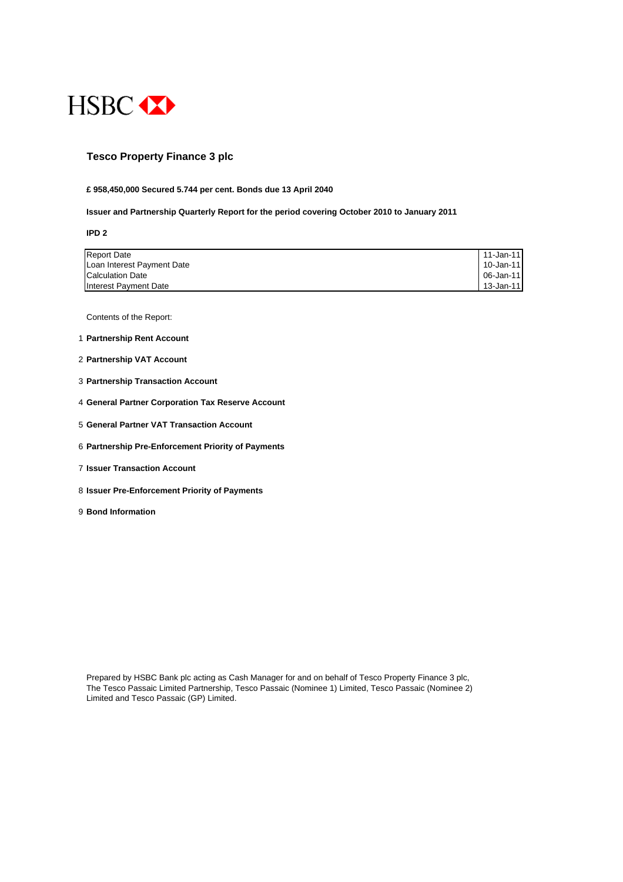HSBC

# Tesco Property Finance 3 plc

**£ 958,450,000 Secured 5.744 per cent. Bonds due 13 April 2040**

**Issuer and Partnership Quarterly Report for the period covering October 2010 to January 2011**

**IPD 2**

| | |
|---|---|
| Report Date | 11-Jan-11 |
| Loan Interest Payment Date | 10-Jan-11 |
| Calculation Date | 06-Jan-11 |
| Interest Payment Date | 13-Jan-11 |

Contents of the Report:

1. **Partnership Rent Account**
2. **Partnership VAT Account**
3. **Partnership Transaction Account**
4. **General Partner Corporation Tax Reserve Account**
5. **General Partner VAT Transaction Account**
6. **Partnership Pre-Enforcement Priority of Payments**
7. **Issuer Transaction Account**
8. **Issuer Pre-Enforcement Priority of Payments**
9. **Bond Information**

Prepared by HSBC Bank plc acting as Cash Manager for and on behalf of Tesco Property Finance 3 plc, The Tesco Passaic Limited Partnership, Tesco Passaic (Nominee 1) Limited, Tesco Passaic (Nominee 2) Limited and Tesco Passaic (GP) Limited.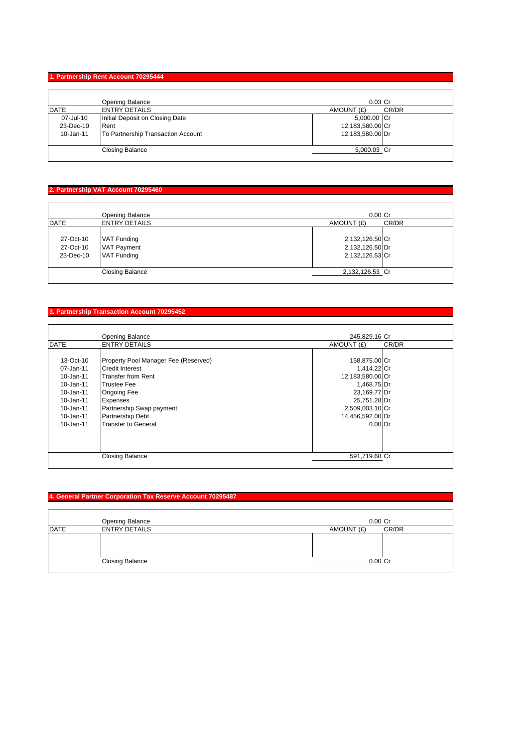## 1. Partnership Rent Account 70295444

| DATE | ENTRY DETAILS | AMOUNT (£) | CR/DR |
|---|---|---|---|
| | Opening Balance | 0.03 | Cr |
| 07-Jul-10 | Initial Deposit on Closing Date | 5,000.00 | Cr |
| 23-Dec-10 | Rent | 12,183,580.00 | Cr |
| 10-Jan-11 | To Partnership Transaction Account | 12,183,580.00 | Dr |
| | Closing Balance | 5,000.03 | Cr |

## 2. Partnership VAT Account 70295460

| DATE | ENTRY DETAILS | AMOUNT (£) | CR/DR |
|---|---|---|---|
| | Opening Balance | 0.00 | Cr |
| 27-Oct-10 | VAT Funding | 2,132,126.50 | Cr |
| 27-Oct-10 | VAT Payment | 2,132,126.50 | Dr |
| 23-Dec-10 | VAT Funding | 2,132,126.53 | Cr |
| | Closing Balance | 2,132,126.53 | Cr |

## 3. Partnership Transaction Account 70295452

| DATE | ENTRY DETAILS | AMOUNT (£) | CR/DR |
|---|---|---|---|
| | Opening Balance | 245,829.16 | Cr |
| 13-Oct-10 | Property Pool Manager Fee (Reserved) | 158,875.00 | Cr |
| 07-Jan-11 | Credit Interest | 1,414.22 | Cr |
| 10-Jan-11 | Transfer from Rent | 12,183,580.00 | Cr |
| 10-Jan-11 | Trustee Fee | 1,468.75 | Dr |
| 10-Jan-11 | Ongoing Fee | 23,169.77 | Dr |
| 10-Jan-11 | Expenses | 25,751.28 | Dr |
| 10-Jan-11 | Partnership Swap payment | 2,509,003.10 | Cr |
| 10-Jan-11 | Partnership Debt | 14,456,592.00 | Dr |
| 10-Jan-11 | Transfer to General | 0.00 | Dr |
| | Closing Balance | 591,719.68 | Cr |

## 4. General Partner Corporation Tax Reserve Account 70295487

| DATE | ENTRY DETAILS | AMOUNT (£) | CR/DR |
|---|---|---|---|
| | Opening Balance | 0.00 | Cr |
| | Closing Balance | 0.00 | Cr |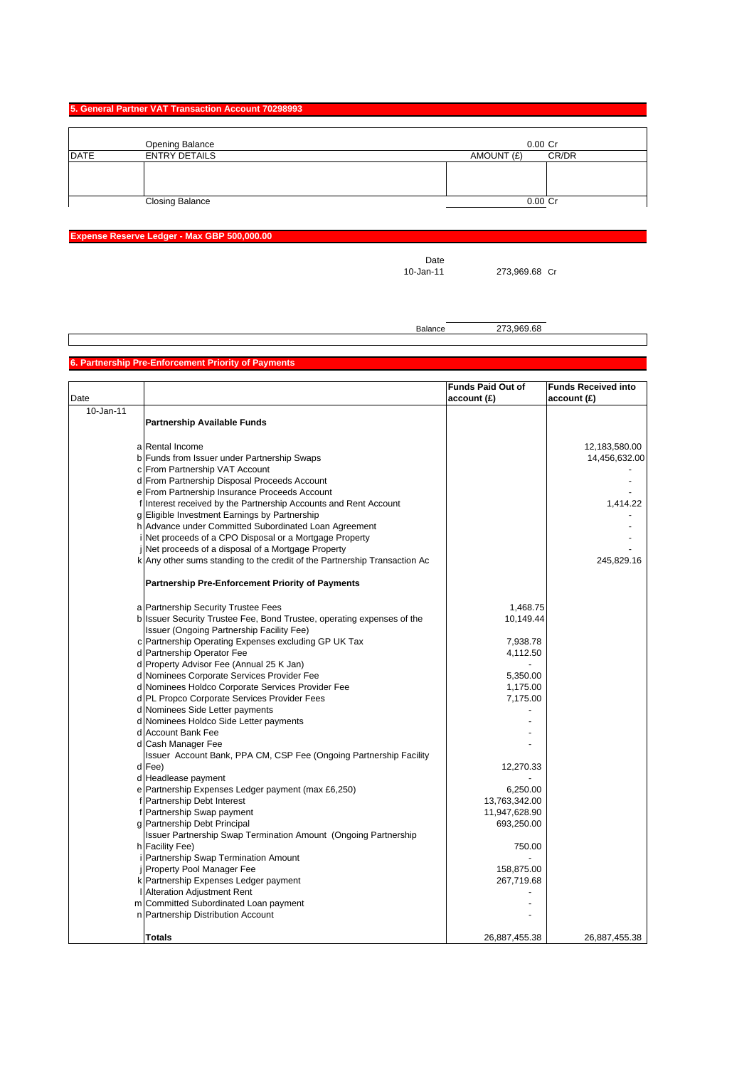## 5. General Partner VAT Transaction Account 70298993

| DATE | ENTRY DETAILS | AMOUNT (£) | CR/DR |
|---|---|---|---|
| | Opening Balance | 0.00 | Cr |
| | | | |
| | Closing Balance | 0.00 | Cr |

## Expense Reserve Ledger - Max GBP 500,000.00

| Date | | |
|---|---|---|
| 10-Jan-11 | 273,969.68 | Cr |
| Balance | 273,969.68 | |

## 6. Partnership Pre-Enforcement Priority of Payments

| Date | | | Funds Paid Out of account (£) | Funds Received into account (£) |
|---|---|---|---|---|
| 10-Jan-11 | | **Partnership Available Funds** | | |
| | a | Rental Income | | 12,183,580.00 |
| | b | Funds from Issuer under Partnership Swaps | | 14,456,632.00 |
| | c | From Partnership VAT Account | | - |
| | d | From Partnership Disposal Proceeds Account | | - |
| | e | From Partnership Insurance Proceeds Account | | - |
| | f | Interest received by the Partnership Accounts and Rent Account | | 1,414.22 |
| | g | Eligible Investment Earnings by Partnership | | - |
| | h | Advance under Committed Subordinated Loan Agreement | | - |
| | i | Net proceeds of a CPO Disposal or a Mortgage Property | | - |
| | j | Net proceeds of a disposal of a Mortgage Property | | - |
| | k | Any other sums standing to the credit of the Partnership Transaction Ac | | 245,829.16 |
| | | **Partnership Pre-Enforcement Priority of Payments** | | |
| | a | Partnership Security Trustee Fees | 1,468.75 | |
| | b | Issuer Security Trustee Fee, Bond Trustee, operating expenses of the Issuer (Ongoing Partnership Facility Fee) | 10,149.44 | |
| | c | Partnership Operating Expenses excluding GP UK Tax | 7,938.78 | |
| | d | Partnership Operator Fee | 4,112.50 | |
| | d | Property Advisor Fee (Annual 25 K Jan) | - | |
| | d | Nominees Corporate Services Provider Fee | 5,350.00 | |
| | d | Nominees Holdco Corporate Services Provider Fee | 1,175.00 | |
| | d | PL Propco Corporate Services Provider Fees | 7,175.00 | |
| | d | Nominees Side Letter payments | - | |
| | d | Nominees Holdco Side Letter payments | - | |
| | d | Account Bank Fee | - | |
| | d | Cash Manager Fee | - | |
| | d | Issuer Account Bank, PPA CM, CSP Fee (Ongoing Partnership Facility Fee) | 12,270.33 | |
| | d | Headlease payment | - | |
| | e | Partnership Expenses Ledger payment (max £6,250) | 6,250.00 | |
| | f | Partnership Debt Interest | 13,763,342.00 | |
| | f | Partnership Swap payment | 11,947,628.90 | |
| | g | Partnership Debt Principal | 693,250.00 | |
| | h | Issuer Partnership Swap Termination Amount (Ongoing Partnership Facility Fee) | 750.00 | |
| | i | Partnership Swap Termination Amount | - | |
| | j | Property Pool Manager Fee | 158,875.00 | |
| | k | Partnership Expenses Ledger payment | 267,719.68 | |
| | l | Alteration Adjustment Rent | - | |
| | m | Committed Subordinated Loan payment | - | |
| | n | Partnership Distribution Account | - | |
| | | **Totals** | 26,887,455.38 | 26,887,455.38 |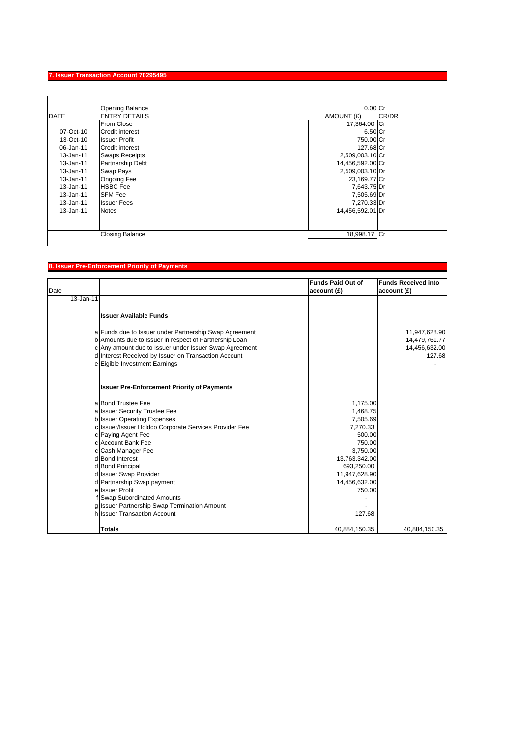## 7. Issuer Transaction Account 70295495

| DATE | ENTRY DETAILS | AMOUNT (£) | CR/DR |
|---|---|---|---|
| | Opening Balance | 0.00 | Cr |
| | From Close | 17,364.00 | Cr |
| 07-Oct-10 | Credit interest | 6.50 | Cr |
| 13-Oct-10 | Issuer Profit | 750.00 | Cr |
| 06-Jan-11 | Credit interest | 127.68 | Cr |
| 13-Jan-11 | Swaps Receipts | 2,509,003.10 | Cr |
| 13-Jan-11 | Partnership Debt | 14,456,592.00 | Cr |
| 13-Jan-11 | Swap Pays | 2,509,003.10 | Dr |
| 13-Jan-11 | Ongoing Fee | 23,169.77 | Cr |
| 13-Jan-11 | HSBC Fee | 7,643.75 | Dr |
| 13-Jan-11 | SFM Fee | 7,505.69 | Dr |
| 13-Jan-11 | Issuer Fees | 7,270.33 | Dr |
| 13-Jan-11 | Notes | 14,456,592.01 | Dr |
| | Closing Balance | 18,998.17 | Cr |

## 8. Issuer Pre-Enforcement Priority of Payments

| Date | | Funds Paid Out of account (£) | Funds Received into account (£) |
|---|---|---|---|
| 13-Jan-11 | | | |
| | **Issuer Available Funds** | | |
| a | Funds due to Issuer under Partnership Swap Agreement | | 11,947,628.90 |
| b | Amounts due to Issuer in respect of Partnership Loan | | 14,479,761.77 |
| c | Any amount due to Issuer under Issuer Swap Agreement | | 14,456,632.00 |
| d | Interest Received by Issuer on Transaction Account | | 127.68 |
| e | Eigible Investment Earnings | | - |
| | **Issuer Pre-Enforcement Priority of Payments** | | |
| a | Bond Trustee Fee | 1,175.00 | |
| a | Issuer Security Trustee Fee | 1,468.75 | |
| b | Issuer Operating Expenses | 7,505.69 | |
| c | Issuer/Issuer Holdco Corporate Services Provider Fee | 7,270.33 | |
| c | Paying Agent Fee | 500.00 | |
| c | Account Bank Fee | 750.00 | |
| c | Cash Manager Fee | 3,750.00 | |
| d | Bond Interest | 13,763,342.00 | |
| d | Bond Principal | 693,250.00 | |
| d | Issuer Swap Provider | 11,947,628.90 | |
| d | Partnership Swap payment | 14,456,632.00 | |
| e | Issuer Profit | 750.00 | |
| f | Swap Subordinated Amounts | - | |
| g | Issuer Partnership Swap Termination Amount | - | |
| h | Issuer Transaction Account | 127.68 | |
| | **Totals** | 40,884,150.35 | 40,884,150.35 |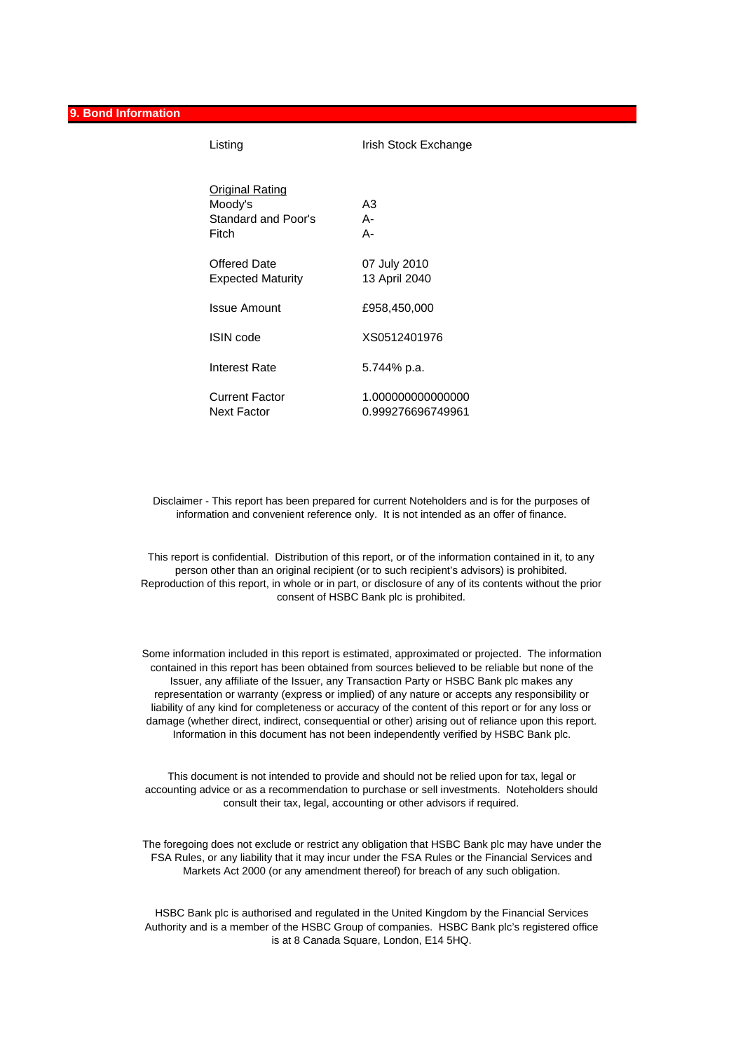## 9. Bond Information

| | |
|---|---|
| Listing | Irish Stock Exchange |
| Original Rating | |
| Moody's | A3 |
| Standard and Poor's | A- |
| Fitch | A- |
| Offered Date | 07 July 2010 |
| Expected Maturity | 13 April 2040 |
| Issue Amount | £958,450,000 |
| ISIN code | XS0512401976 |
| Interest Rate | 5.744% p.a. |
| Current Factor | 1.000000000000000 |
| Next Factor | 0.999276696749961 |

Disclaimer - This report has been prepared for current Noteholders and is for the purposes of information and convenient reference only. It is not intended as an offer of finance.

This report is confidential. Distribution of this report, or of the information contained in it, to any person other than an original recipient (or to such recipient's advisors) is prohibited. Reproduction of this report, in whole or in part, or disclosure of any of its contents without the prior consent of HSBC Bank plc is prohibited.

Some information included in this report is estimated, approximated or projected. The information contained in this report has been obtained from sources believed to be reliable but none of the Issuer, any affiliate of the Issuer, any Transaction Party or HSBC Bank plc makes any representation or warranty (express or implied) of any nature or accepts any responsibility or liability of any kind for completeness or accuracy of the content of this report or for any loss or damage (whether direct, indirect, consequential or other) arising out of reliance upon this report. Information in this document has not been independently verified by HSBC Bank plc.

This document is not intended to provide and should not be relied upon for tax, legal or accounting advice or as a recommendation to purchase or sell investments. Noteholders should consult their tax, legal, accounting or other advisors if required.

The foregoing does not exclude or restrict any obligation that HSBC Bank plc may have under the FSA Rules, or any liability that it may incur under the FSA Rules or the Financial Services and Markets Act 2000 (or any amendment thereof) for breach of any such obligation.

HSBC Bank plc is authorised and regulated in the United Kingdom by the Financial Services Authority and is a member of the HSBC Group of companies. HSBC Bank plc's registered office is at 8 Canada Square, London, E14 5HQ.